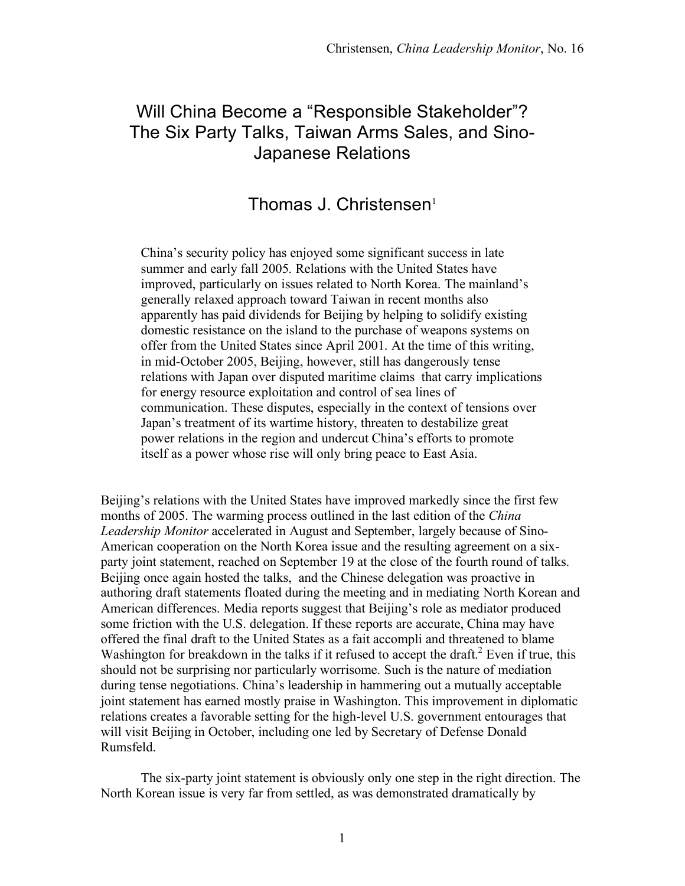# Will China Become a "Responsible Stakeholder"? The Six Party Talks, Taiwan Arms Sales, and Sino-Japanese Relations

## Thomas J. Christensen[1]

> China's security policy has enjoyed some significant success in late summer and early fall 2005. Relations with the United States have improved, particularly on issues related to North Korea. The mainland's generally relaxed approach toward Taiwan in recent months also apparently has paid dividends for Beijing by helping to solidify existing domestic resistance on the island to the purchase of weapons systems on offer from the United States since April 2001. At the time of this writing, in mid-October 2005, Beijing, however, still has dangerously tense relations with Japan over disputed maritime claims that carry implications for energy resource exploitation and control of sea lines of communication. These disputes, especially in the context of tensions over Japan's treatment of its wartime history, threaten to destabilize great power relations in the region and undercut China's efforts to promote itself as a power whose rise will only bring peace to East Asia.

Beijing's relations with the United States have improved markedly since the first few months of 2005. The warming process outlined in the last edition of the *China Leadership Monitor* accelerated in August and September, largely because of Sino-American cooperation on the North Korea issue and the resulting agreement on a six-party joint statement, reached on September 19 at the close of the fourth round of talks. Beijing once again hosted the talks, and the Chinese delegation was proactive in authoring draft statements floated during the meeting and in mediating North Korean and American differences. Media reports suggest that Beijing's role as mediator produced some friction with the U.S. delegation. If these reports are accurate, China may have offered the final draft to the United States as a fait accompli and threatened to blame Washington for breakdown in the talks if it refused to accept the draft.[2] Even if true, this should not be surprising nor particularly worrisome. Such is the nature of mediation during tense negotiations. China's leadership in hammering out a mutually acceptable joint statement has earned mostly praise in Washington. This improvement in diplomatic relations creates a favorable setting for the high-level U.S. government entourages that will visit Beijing in October, including one led by Secretary of Defense Donald Rumsfeld.

The six-party joint statement is obviously only one step in the right direction. The North Korean issue is very far from settled, as was demonstrated dramatically by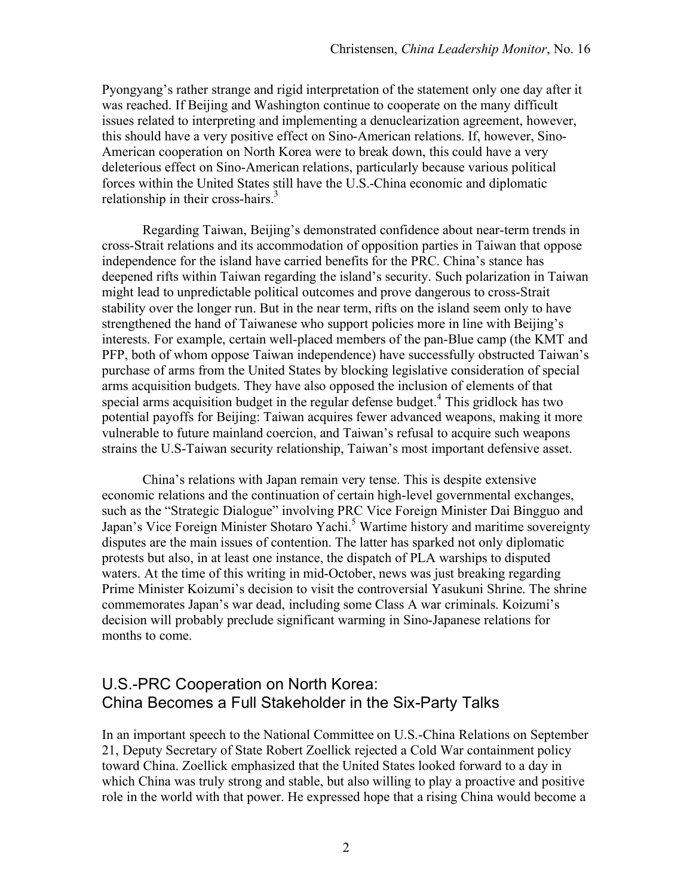Pyongyang's rather strange and rigid interpretation of the statement only one day after it was reached. If Beijing and Washington continue to cooperate on the many difficult issues related to interpreting and implementing a denuclearization agreement, however, this should have a very positive effect on Sino-American relations. If, however, Sino-American cooperation on North Korea were to break down, this could have a very deleterious effect on Sino-American relations, particularly because various political forces within the United States still have the U.S.-China economic and diplomatic relationship in their cross-hairs.[3]

Regarding Taiwan, Beijing's demonstrated confidence about near-term trends in cross-Strait relations and its accommodation of opposition parties in Taiwan that oppose independence for the island have carried benefits for the PRC. China's stance has deepened rifts within Taiwan regarding the island's security. Such polarization in Taiwan might lead to unpredictable political outcomes and prove dangerous to cross-Strait stability over the longer run. But in the near term, rifts on the island seem only to have strengthened the hand of Taiwanese who support policies more in line with Beijing's interests. For example, certain well-placed members of the pan-Blue camp (the KMT and PFP, both of whom oppose Taiwan independence) have successfully obstructed Taiwan's purchase of arms from the United States by blocking legislative consideration of special arms acquisition budgets. They have also opposed the inclusion of elements of that special arms acquisition budget in the regular defense budget.[4] This gridlock has two potential payoffs for Beijing: Taiwan acquires fewer advanced weapons, making it more vulnerable to future mainland coercion, and Taiwan's refusal to acquire such weapons strains the U.S-Taiwan security relationship, Taiwan's most important defensive asset.

China's relations with Japan remain very tense. This is despite extensive economic relations and the continuation of certain high-level governmental exchanges, such as the "Strategic Dialogue" involving PRC Vice Foreign Minister Dai Bingguo and Japan's Vice Foreign Minister Shotaro Yachi.[5] Wartime history and maritime sovereignty disputes are the main issues of contention. The latter has sparked not only diplomatic protests but also, in at least one instance, the dispatch of PLA warships to disputed waters. At the time of this writing in mid-October, news was just breaking regarding Prime Minister Koizumi's decision to visit the controversial Yasukuni Shrine. The shrine commemorates Japan's war dead, including some Class A war criminals. Koizumi's decision will probably preclude significant warming in Sino-Japanese relations for months to come.

## U.S.-PRC Cooperation on North Korea: China Becomes a Full Stakeholder in the Six-Party Talks

In an important speech to the National Committee on U.S.-China Relations on September 21, Deputy Secretary of State Robert Zoellick rejected a Cold War containment policy toward China. Zoellick emphasized that the United States looked forward to a day in which China was truly strong and stable, but also willing to play a proactive and positive role in the world with that power. He expressed hope that a rising China would become a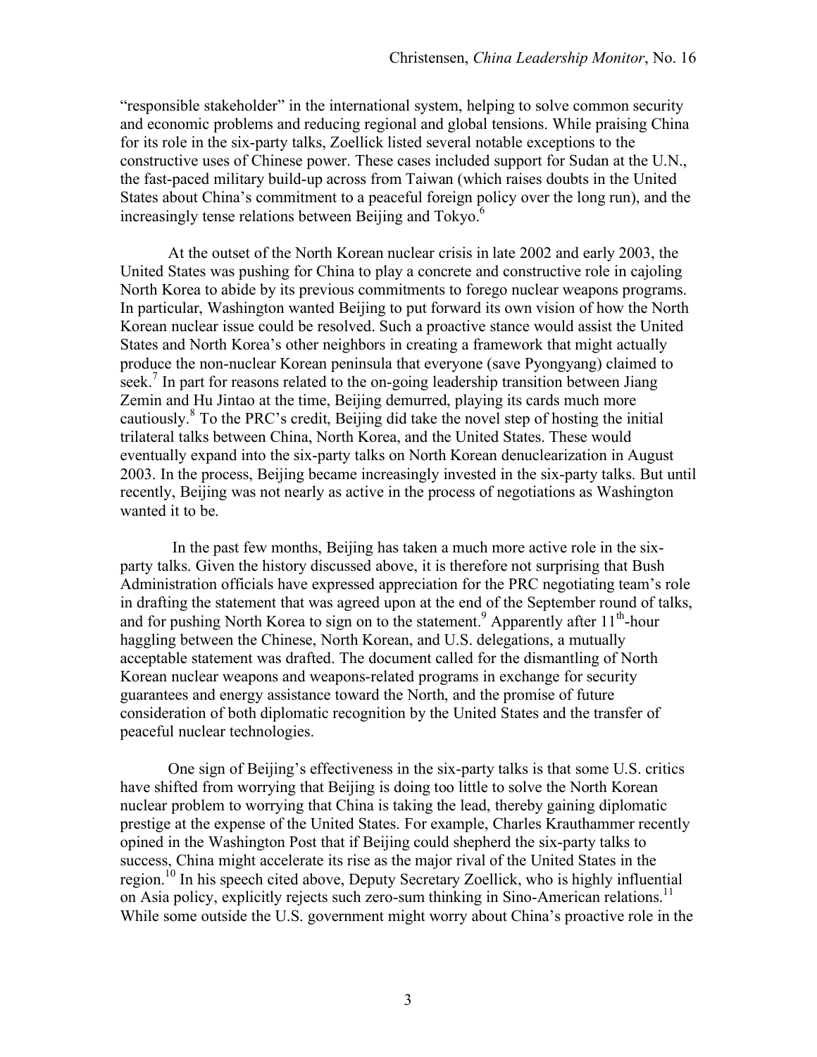"responsible stakeholder" in the international system, helping to solve common security and economic problems and reducing regional and global tensions. While praising China for its role in the six-party talks, Zoellick listed several notable exceptions to the constructive uses of Chinese power. These cases included support for Sudan at the U.N., the fast-paced military build-up across from Taiwan (which raises doubts in the United States about China's commitment to a peaceful foreign policy over the long run), and the increasingly tense relations between Beijing and Tokyo.[6]

At the outset of the North Korean nuclear crisis in late 2002 and early 2003, the United States was pushing for China to play a concrete and constructive role in cajoling North Korea to abide by its previous commitments to forego nuclear weapons programs. In particular, Washington wanted Beijing to put forward its own vision of how the North Korean nuclear issue could be resolved. Such a proactive stance would assist the United States and North Korea's other neighbors in creating a framework that might actually produce the non-nuclear Korean peninsula that everyone (save Pyongyang) claimed to seek.[7] In part for reasons related to the on-going leadership transition between Jiang Zemin and Hu Jintao at the time, Beijing demurred, playing its cards much more cautiously.[8] To the PRC's credit, Beijing did take the novel step of hosting the initial trilateral talks between China, North Korea, and the United States. These would eventually expand into the six-party talks on North Korean denuclearization in August 2003. In the process, Beijing became increasingly invested in the six-party talks. But until recently, Beijing was not nearly as active in the process of negotiations as Washington wanted it to be.

In the past few months, Beijing has taken a much more active role in the six-party talks. Given the history discussed above, it is therefore not surprising that Bush Administration officials have expressed appreciation for the PRC negotiating team's role in drafting the statement that was agreed upon at the end of the September round of talks, and for pushing North Korea to sign on to the statement.[9] Apparently after 11th-hour haggling between the Chinese, North Korean, and U.S. delegations, a mutually acceptable statement was drafted. The document called for the dismantling of North Korean nuclear weapons and weapons-related programs in exchange for security guarantees and energy assistance toward the North, and the promise of future consideration of both diplomatic recognition by the United States and the transfer of peaceful nuclear technologies.

One sign of Beijing's effectiveness in the six-party talks is that some U.S. critics have shifted from worrying that Beijing is doing too little to solve the North Korean nuclear problem to worrying that China is taking the lead, thereby gaining diplomatic prestige at the expense of the United States. For example, Charles Krauthammer recently opined in the Washington Post that if Beijing could shepherd the six-party talks to success, China might accelerate its rise as the major rival of the United States in the region.[10] In his speech cited above, Deputy Secretary Zoellick, who is highly influential on Asia policy, explicitly rejects such zero-sum thinking in Sino-American relations.[11] While some outside the U.S. government might worry about China's proactive role in the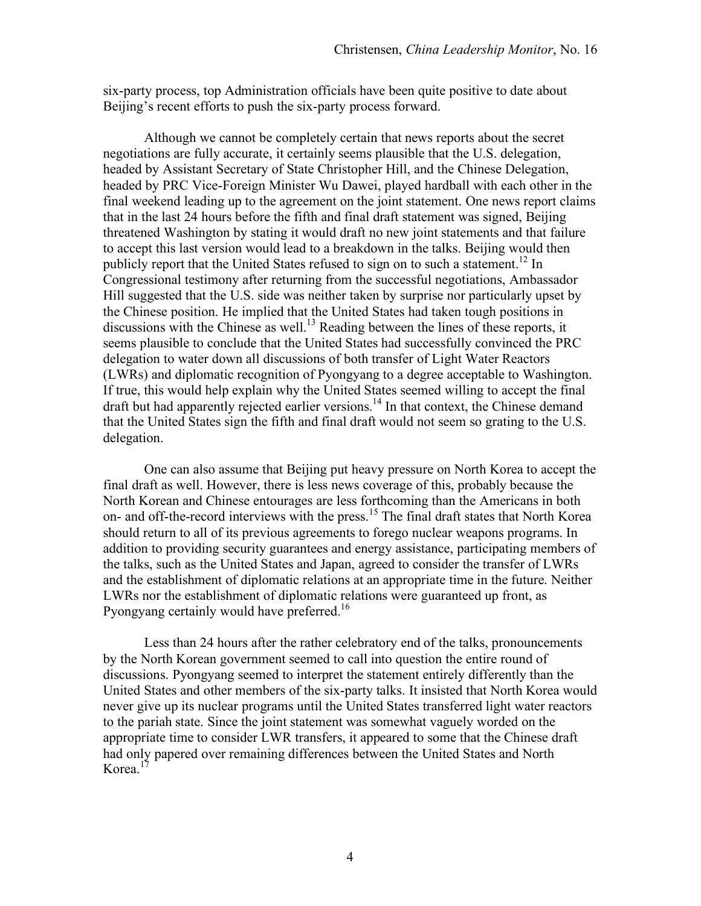six-party process, top Administration officials have been quite positive to date about Beijing's recent efforts to push the six-party process forward.

Although we cannot be completely certain that news reports about the secret negotiations are fully accurate, it certainly seems plausible that the U.S. delegation, headed by Assistant Secretary of State Christopher Hill, and the Chinese Delegation, headed by PRC Vice-Foreign Minister Wu Dawei, played hardball with each other in the final weekend leading up to the agreement on the joint statement. One news report claims that in the last 24 hours before the fifth and final draft statement was signed, Beijing threatened Washington by stating it would draft no new joint statements and that failure to accept this last version would lead to a breakdown in the talks. Beijing would then publicly report that the United States refused to sign on to such a statement.[12] In Congressional testimony after returning from the successful negotiations, Ambassador Hill suggested that the U.S. side was neither taken by surprise nor particularly upset by the Chinese position. He implied that the United States had taken tough positions in discussions with the Chinese as well.[13] Reading between the lines of these reports, it seems plausible to conclude that the United States had successfully convinced the PRC delegation to water down all discussions of both transfer of Light Water Reactors (LWRs) and diplomatic recognition of Pyongyang to a degree acceptable to Washington. If true, this would help explain why the United States seemed willing to accept the final draft but had apparently rejected earlier versions.[14] In that context, the Chinese demand that the United States sign the fifth and final draft would not seem so grating to the U.S. delegation.

One can also assume that Beijing put heavy pressure on North Korea to accept the final draft as well. However, there is less news coverage of this, probably because the North Korean and Chinese entourages are less forthcoming than the Americans in both on- and off-the-record interviews with the press.[15] The final draft states that North Korea should return to all of its previous agreements to forego nuclear weapons programs. In addition to providing security guarantees and energy assistance, participating members of the talks, such as the United States and Japan, agreed to consider the transfer of LWRs and the establishment of diplomatic relations at an appropriate time in the future. Neither LWRs nor the establishment of diplomatic relations were guaranteed up front, as Pyongyang certainly would have preferred.[16]

Less than 24 hours after the rather celebratory end of the talks, pronouncements by the North Korean government seemed to call into question the entire round of discussions. Pyongyang seemed to interpret the statement entirely differently than the United States and other members of the six-party talks. It insisted that North Korea would never give up its nuclear programs until the United States transferred light water reactors to the pariah state. Since the joint statement was somewhat vaguely worded on the appropriate time to consider LWR transfers, it appeared to some that the Chinese draft had only papered over remaining differences between the United States and North Korea.[17]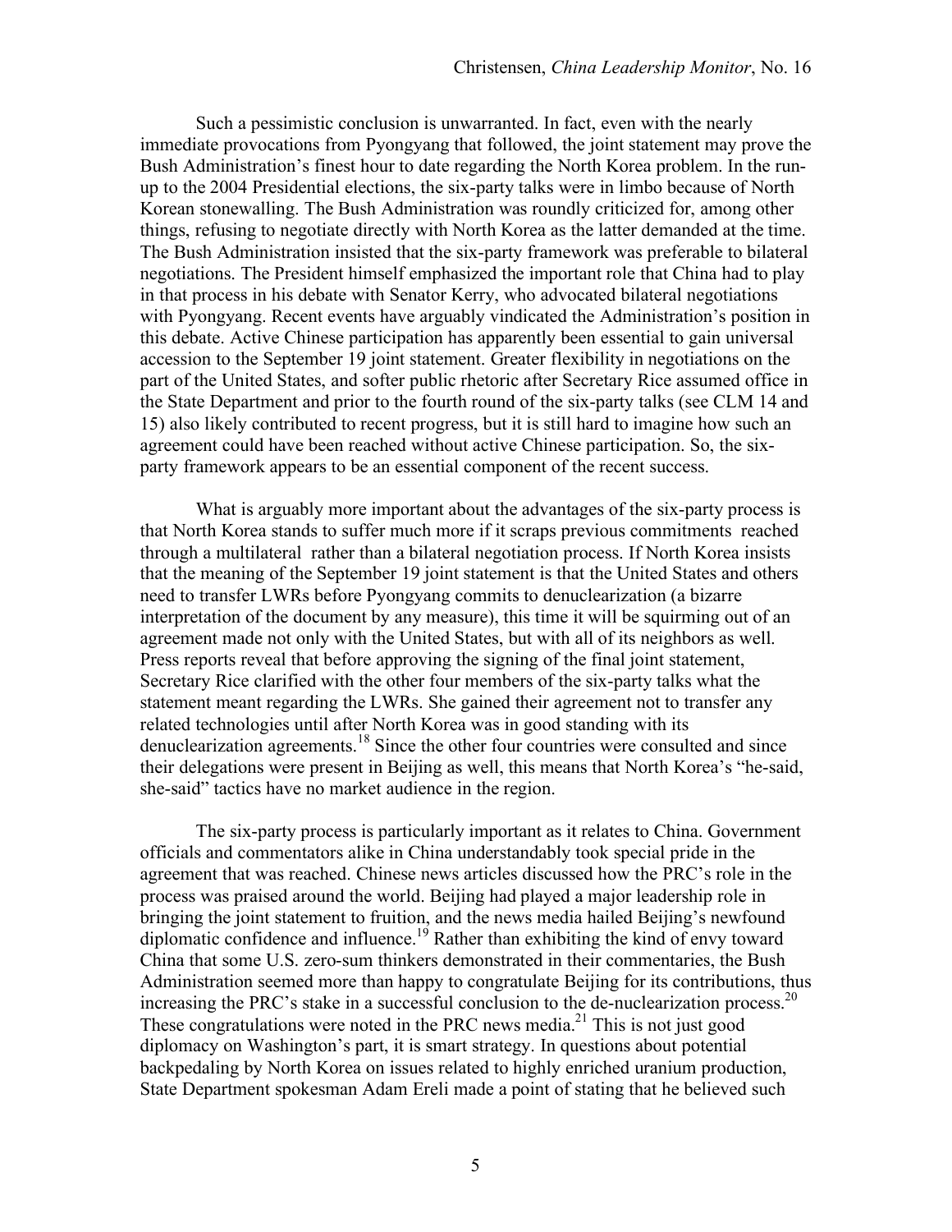Such a pessimistic conclusion is unwarranted. In fact, even with the nearly immediate provocations from Pyongyang that followed, the joint statement may prove the Bush Administration's finest hour to date regarding the North Korea problem. In the run-up to the 2004 Presidential elections, the six-party talks were in limbo because of North Korean stonewalling. The Bush Administration was roundly criticized for, among other things, refusing to negotiate directly with North Korea as the latter demanded at the time. The Bush Administration insisted that the six-party framework was preferable to bilateral negotiations. The President himself emphasized the important role that China had to play in that process in his debate with Senator Kerry, who advocated bilateral negotiations with Pyongyang. Recent events have arguably vindicated the Administration's position in this debate. Active Chinese participation has apparently been essential to gain universal accession to the September 19 joint statement. Greater flexibility in negotiations on the part of the United States, and softer public rhetoric after Secretary Rice assumed office in the State Department and prior to the fourth round of the six-party talks (see CLM 14 and 15) also likely contributed to recent progress, but it is still hard to imagine how such an agreement could have been reached without active Chinese participation. So, the six-party framework appears to be an essential component of the recent success.

What is arguably more important about the advantages of the six-party process is that North Korea stands to suffer much more if it scraps previous commitments reached through a multilateral rather than a bilateral negotiation process. If North Korea insists that the meaning of the September 19 joint statement is that the United States and others need to transfer LWRs before Pyongyang commits to denuclearization (a bizarre interpretation of the document by any measure), this time it will be squirming out of an agreement made not only with the United States, but with all of its neighbors as well. Press reports reveal that before approving the signing of the final joint statement, Secretary Rice clarified with the other four members of the six-party talks what the statement meant regarding the LWRs. She gained their agreement not to transfer any related technologies until after North Korea was in good standing with its denuclearization agreements.[18] Since the other four countries were consulted and since their delegations were present in Beijing as well, this means that North Korea's "he-said, she-said" tactics have no market audience in the region.

The six-party process is particularly important as it relates to China. Government officials and commentators alike in China understandably took special pride in the agreement that was reached. Chinese news articles discussed how the PRC's role in the process was praised around the world. Beijing had played a major leadership role in bringing the joint statement to fruition, and the news media hailed Beijing's newfound diplomatic confidence and influence.[19] Rather than exhibiting the kind of envy toward China that some U.S. zero-sum thinkers demonstrated in their commentaries, the Bush Administration seemed more than happy to congratulate Beijing for its contributions, thus increasing the PRC's stake in a successful conclusion to the de-nuclearization process.[20] These congratulations were noted in the PRC news media.[21] This is not just good diplomacy on Washington's part, it is smart strategy. In questions about potential backpedaling by North Korea on issues related to highly enriched uranium production, State Department spokesman Adam Ereli made a point of stating that he believed such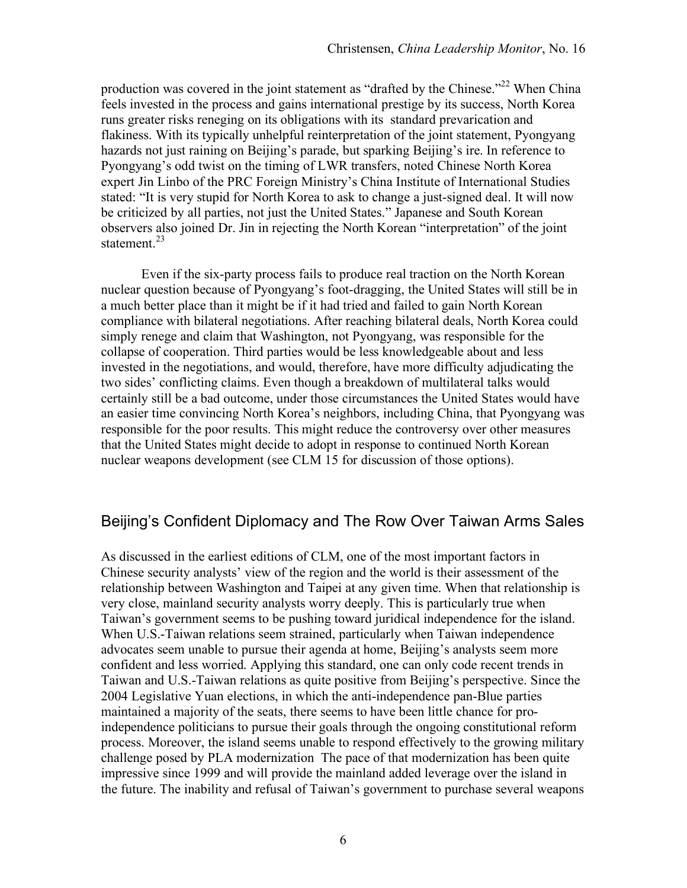production was covered in the joint statement as "drafted by the Chinese."[22] When China feels invested in the process and gains international prestige by its success, North Korea runs greater risks reneging on its obligations with its standard prevarication and flakiness. With its typically unhelpful reinterpretation of the joint statement, Pyongyang hazards not just raining on Beijing's parade, but sparking Beijing's ire. In reference to Pyongyang's odd twist on the timing of LWR transfers, noted Chinese North Korea expert Jin Linbo of the PRC Foreign Ministry's China Institute of International Studies stated: "It is very stupid for North Korea to ask to change a just-signed deal. It will now be criticized by all parties, not just the United States." Japanese and South Korean observers also joined Dr. Jin in rejecting the North Korean "interpretation" of the joint statement.[23]

Even if the six-party process fails to produce real traction on the North Korean nuclear question because of Pyongyang's foot-dragging, the United States will still be in a much better place than it might be if it had tried and failed to gain North Korean compliance with bilateral negotiations. After reaching bilateral deals, North Korea could simply renege and claim that Washington, not Pyongyang, was responsible for the collapse of cooperation. Third parties would be less knowledgeable about and less invested in the negotiations, and would, therefore, have more difficulty adjudicating the two sides' conflicting claims. Even though a breakdown of multilateral talks would certainly still be a bad outcome, under those circumstances the United States would have an easier time convincing North Korea's neighbors, including China, that Pyongyang was responsible for the poor results. This might reduce the controversy over other measures that the United States might decide to adopt in response to continued North Korean nuclear weapons development (see CLM 15 for discussion of those options).

## Beijing's Confident Diplomacy and The Row Over Taiwan Arms Sales

As discussed in the earliest editions of CLM, one of the most important factors in Chinese security analysts' view of the region and the world is their assessment of the relationship between Washington and Taipei at any given time. When that relationship is very close, mainland security analysts worry deeply. This is particularly true when Taiwan's government seems to be pushing toward juridical independence for the island. When U.S.-Taiwan relations seem strained, particularly when Taiwan independence advocates seem unable to pursue their agenda at home, Beijing's analysts seem more confident and less worried. Applying this standard, one can only code recent trends in Taiwan and U.S.-Taiwan relations as quite positive from Beijing's perspective. Since the 2004 Legislative Yuan elections, in which the anti-independence pan-Blue parties maintained a majority of the seats, there seems to have been little chance for pro-independence politicians to pursue their goals through the ongoing constitutional reform process. Moreover, the island seems unable to respond effectively to the growing military challenge posed by PLA modernization The pace of that modernization has been quite impressive since 1999 and will provide the mainland added leverage over the island in the future. The inability and refusal of Taiwan's government to purchase several weapons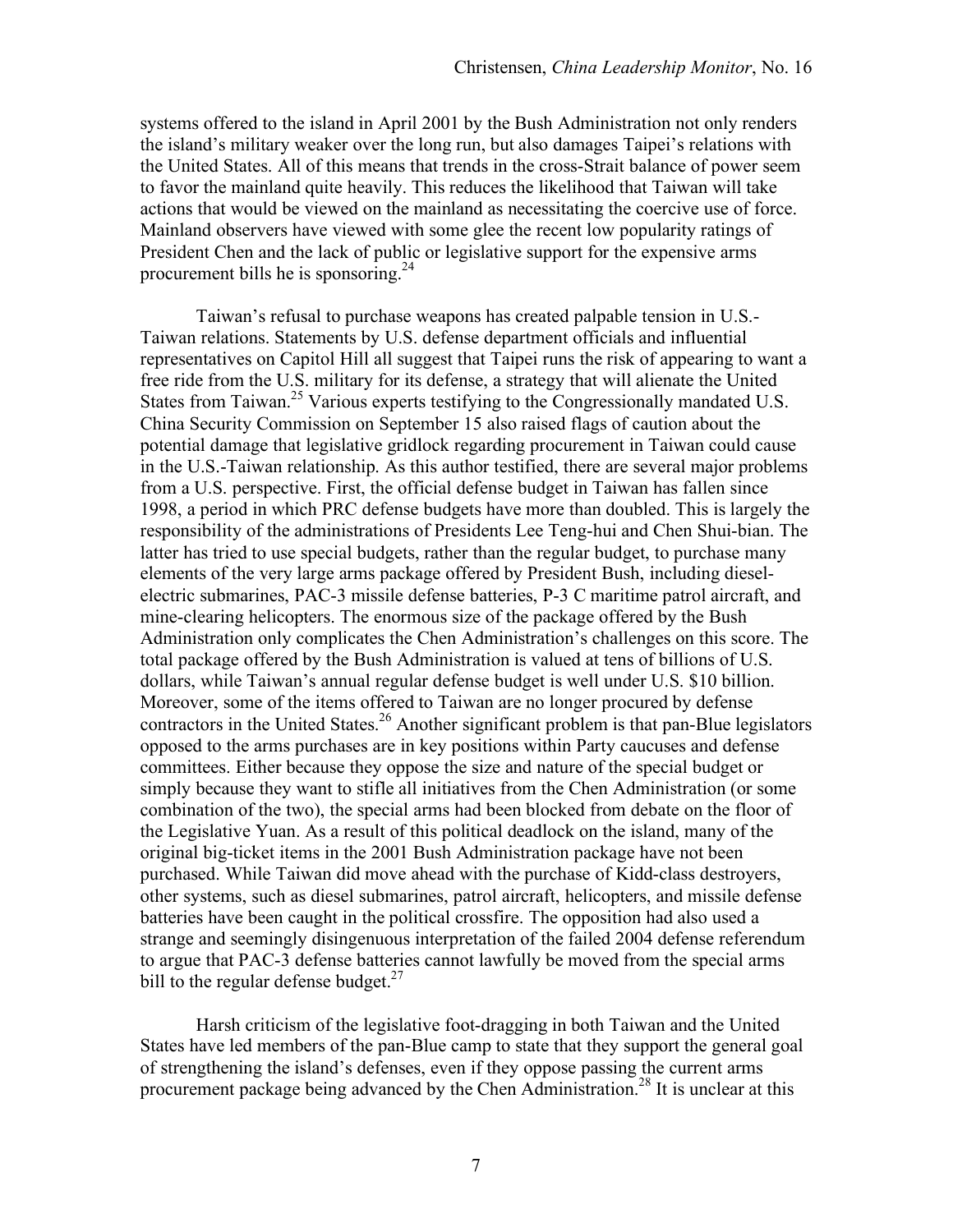systems offered to the island in April 2001 by the Bush Administration not only renders the island's military weaker over the long run, but also damages Taipei's relations with the United States. All of this means that trends in the cross-Strait balance of power seem to favor the mainland quite heavily. This reduces the likelihood that Taiwan will take actions that would be viewed on the mainland as necessitating the coercive use of force. Mainland observers have viewed with some glee the recent low popularity ratings of President Chen and the lack of public or legislative support for the expensive arms procurement bills he is sponsoring.[24]

Taiwan's refusal to purchase weapons has created palpable tension in U.S.-Taiwan relations. Statements by U.S. defense department officials and influential representatives on Capitol Hill all suggest that Taipei runs the risk of appearing to want a free ride from the U.S. military for its defense, a strategy that will alienate the United States from Taiwan.[25] Various experts testifying to the Congressionally mandated U.S. China Security Commission on September 15 also raised flags of caution about the potential damage that legislative gridlock regarding procurement in Taiwan could cause in the U.S.-Taiwan relationship. As this author testified, there are several major problems from a U.S. perspective. First, the official defense budget in Taiwan has fallen since 1998, a period in which PRC defense budgets have more than doubled. This is largely the responsibility of the administrations of Presidents Lee Teng-hui and Chen Shui-bian. The latter has tried to use special budgets, rather than the regular budget, to purchase many elements of the very large arms package offered by President Bush, including diesel-electric submarines, PAC-3 missile defense batteries, P-3 C maritime patrol aircraft, and mine-clearing helicopters. The enormous size of the package offered by the Bush Administration only complicates the Chen Administration's challenges on this score. The total package offered by the Bush Administration is valued at tens of billions of U.S. dollars, while Taiwan's annual regular defense budget is well under U.S. \$10 billion. Moreover, some of the items offered to Taiwan are no longer procured by defense contractors in the United States.[26] Another significant problem is that pan-Blue legislators opposed to the arms purchases are in key positions within Party caucuses and defense committees. Either because they oppose the size and nature of the special budget or simply because they want to stifle all initiatives from the Chen Administration (or some combination of the two), the special arms had been blocked from debate on the floor of the Legislative Yuan. As a result of this political deadlock on the island, many of the original big-ticket items in the 2001 Bush Administration package have not been purchased. While Taiwan did move ahead with the purchase of Kidd-class destroyers, other systems, such as diesel submarines, patrol aircraft, helicopters, and missile defense batteries have been caught in the political crossfire. The opposition had also used a strange and seemingly disingenuous interpretation of the failed 2004 defense referendum to argue that PAC-3 defense batteries cannot lawfully be moved from the special arms bill to the regular defense budget.[27]

Harsh criticism of the legislative foot-dragging in both Taiwan and the United States have led members of the pan-Blue camp to state that they support the general goal of strengthening the island's defenses, even if they oppose passing the current arms procurement package being advanced by the Chen Administration.[28] It is unclear at this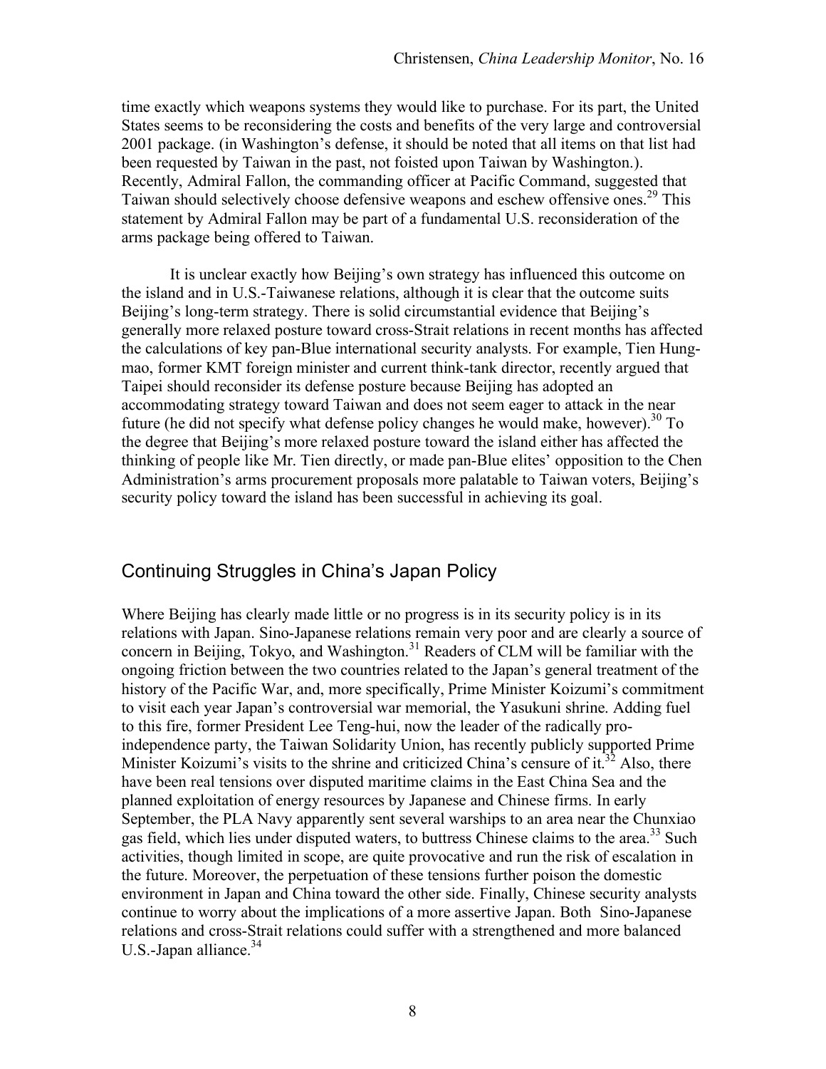time exactly which weapons systems they would like to purchase. For its part, the United States seems to be reconsidering the costs and benefits of the very large and controversial 2001 package. (in Washington's defense, it should be noted that all items on that list had been requested by Taiwan in the past, not foisted upon Taiwan by Washington.). Recently, Admiral Fallon, the commanding officer at Pacific Command, suggested that Taiwan should selectively choose defensive weapons and eschew offensive ones.[29] This statement by Admiral Fallon may be part of a fundamental U.S. reconsideration of the arms package being offered to Taiwan.

It is unclear exactly how Beijing's own strategy has influenced this outcome on the island and in U.S.-Taiwanese relations, although it is clear that the outcome suits Beijing's long-term strategy. There is solid circumstantial evidence that Beijing's generally more relaxed posture toward cross-Strait relations in recent months has affected the calculations of key pan-Blue international security analysts. For example, Tien Hung-mao, former KMT foreign minister and current think-tank director, recently argued that Taipei should reconsider its defense posture because Beijing has adopted an accommodating strategy toward Taiwan and does not seem eager to attack in the near future (he did not specify what defense policy changes he would make, however).[30] To the degree that Beijing's more relaxed posture toward the island either has affected the thinking of people like Mr. Tien directly, or made pan-Blue elites' opposition to the Chen Administration's arms procurement proposals more palatable to Taiwan voters, Beijing's security policy toward the island has been successful in achieving its goal.

## Continuing Struggles in China's Japan Policy

Where Beijing has clearly made little or no progress is in its security policy is in its relations with Japan. Sino-Japanese relations remain very poor and are clearly a source of concern in Beijing, Tokyo, and Washington.[31] Readers of CLM will be familiar with the ongoing friction between the two countries related to the Japan's general treatment of the history of the Pacific War, and, more specifically, Prime Minister Koizumi's commitment to visit each year Japan's controversial war memorial, the Yasukuni shrine. Adding fuel to this fire, former President Lee Teng-hui, now the leader of the radically pro-independence party, the Taiwan Solidarity Union, has recently publicly supported Prime Minister Koizumi's visits to the shrine and criticized China's censure of it.[32] Also, there have been real tensions over disputed maritime claims in the East China Sea and the planned exploitation of energy resources by Japanese and Chinese firms. In early September, the PLA Navy apparently sent several warships to an area near the Chunxiao gas field, which lies under disputed waters, to buttress Chinese claims to the area.[33] Such activities, though limited in scope, are quite provocative and run the risk of escalation in the future. Moreover, the perpetuation of these tensions further poison the domestic environment in Japan and China toward the other side. Finally, Chinese security analysts continue to worry about the implications of a more assertive Japan. Both Sino-Japanese relations and cross-Strait relations could suffer with a strengthened and more balanced U.S.-Japan alliance.[34]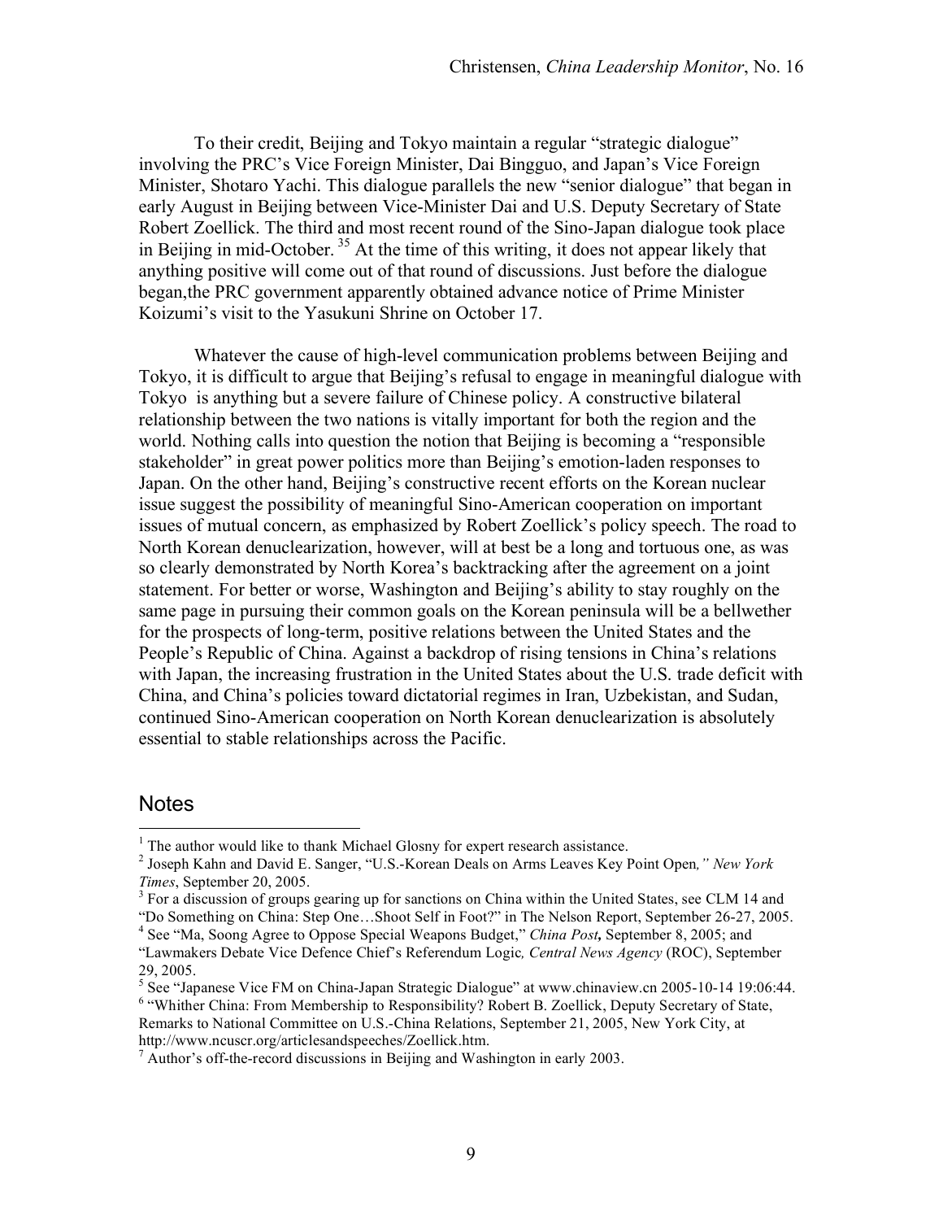To their credit, Beijing and Tokyo maintain a regular "strategic dialogue" involving the PRC's Vice Foreign Minister, Dai Bingguo, and Japan's Vice Foreign Minister, Shotaro Yachi. This dialogue parallels the new "senior dialogue" that began in early August in Beijing between Vice-Minister Dai and U.S. Deputy Secretary of State Robert Zoellick. The third and most recent round of the Sino-Japan dialogue took place in Beijing in mid-October.[35] At the time of this writing, it does not appear likely that anything positive will come out of that round of discussions. Just before the dialogue began,the PRC government apparently obtained advance notice of Prime Minister Koizumi's visit to the Yasukuni Shrine on October 17.

Whatever the cause of high-level communication problems between Beijing and Tokyo, it is difficult to argue that Beijing's refusal to engage in meaningful dialogue with Tokyo is anything but a severe failure of Chinese policy. A constructive bilateral relationship between the two nations is vitally important for both the region and the world. Nothing calls into question the notion that Beijing is becoming a "responsible stakeholder" in great power politics more than Beijing's emotion-laden responses to Japan. On the other hand, Beijing's constructive recent efforts on the Korean nuclear issue suggest the possibility of meaningful Sino-American cooperation on important issues of mutual concern, as emphasized by Robert Zoellick's policy speech. The road to North Korean denuclearization, however, will at best be a long and tortuous one, as was so clearly demonstrated by North Korea's backtracking after the agreement on a joint statement. For better or worse, Washington and Beijing's ability to stay roughly on the same page in pursuing their common goals on the Korean peninsula will be a bellwether for the prospects of long-term, positive relations between the United States and the People's Republic of China. Against a backdrop of rising tensions in China's relations with Japan, the increasing frustration in the United States about the U.S. trade deficit with China, and China's policies toward dictatorial regimes in Iran, Uzbekistan, and Sudan, continued Sino-American cooperation on North Korean denuclearization is absolutely essential to stable relationships across the Pacific.

## Notes

[1] The author would like to thank Michael Glosny for expert research assistance.

[2] Joseph Kahn and David E. Sanger, "U.S.-Korean Deals on Arms Leaves Key Point Open*," New York Times*, September 20, 2005.

[3] For a discussion of groups gearing up for sanctions on China within the United States, see CLM 14 and "Do Something on China: Step One…Shoot Self in Foot?" in The Nelson Report, September 26-27, 2005.

[4] See "Ma, Soong Agree to Oppose Special Weapons Budget," *China Post,* September 8, 2005; and "Lawmakers Debate Vice Defence Chief's Referendum Logic*, Central News Agency* (ROC), September 29, 2005.

[5] See "Japanese Vice FM on China-Japan Strategic Dialogue" at www.chinaview.cn 2005-10-14 19:06:44.

[6] "Whither China: From Membership to Responsibility? Robert B. Zoellick, Deputy Secretary of State, Remarks to National Committee on U.S.-China Relations, September 21, 2005, New York City, at http://www.ncuscr.org/articlesandspeeches/Zoellick.htm.

[7] Author's off-the-record discussions in Beijing and Washington in early 2003.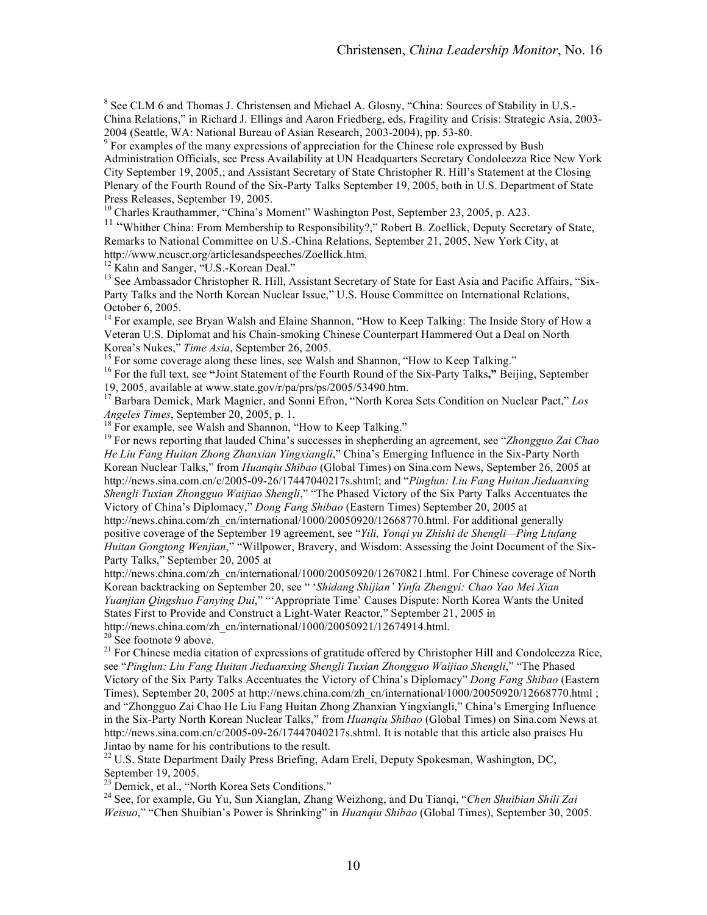[8] See CLM 6 and Thomas J. Christensen and Michael A. Glosny, "China: Sources of Stability in U.S.-China Relations," in Richard J. Ellings and Aaron Friedberg, eds, Fragility and Crisis: Strategic Asia, 2003-2004 (Seattle, WA: National Bureau of Asian Research, 2003-2004), pp. 53-80.

[9] For examples of the many expressions of appreciation for the Chinese role expressed by Bush Administration Officials, see Press Availability at UN Headquarters Secretary Condoleezza Rice New York City September 19, 2005,; and Assistant Secretary of State Christopher R. Hill's Statement at the Closing Plenary of the Fourth Round of the Six-Party Talks September 19, 2005, both in U.S. Department of State Press Releases, September 19, 2005.

[10] Charles Krauthammer, "China's Moment" Washington Post, September 23, 2005, p. A23.

[11] "Whither China: From Membership to Responsibility?," Robert B. Zoellick, Deputy Secretary of State, Remarks to National Committee on U.S.-China Relations, September 21, 2005, New York City, at http://www.ncuscr.org/articlesandspeeches/Zoellick.htm.

[12] Kahn and Sanger, "U.S.-Korean Deal."

[13] See Ambassador Christopher R. Hill, Assistant Secretary of State for East Asia and Pacific Affairs, "Six-Party Talks and the North Korean Nuclear Issue," U.S. House Committee on International Relations, October 6, 2005.

[14] For example, see Bryan Walsh and Elaine Shannon, "How to Keep Talking: The Inside Story of How a Veteran U.S. Diplomat and his Chain-smoking Chinese Counterpart Hammered Out a Deal on North Korea's Nukes," *Time Asia*, September 26, 2005.

[15] For some coverage along these lines, see Walsh and Shannon, "How to Keep Talking."

[16] For the full text, see **"**Joint Statement of the Fourth Round of the Six-Party Talks**,"** Beijing, September 19, 2005, available at www.state.gov/r/pa/prs/ps/2005/53490.htm.

[17] Barbara Demick, Mark Magnier, and Sonni Efron, "North Korea Sets Condition on Nuclear Pact," *Los Angeles Times*, September 20, 2005, p. 1.

[18] For example, see Walsh and Shannon, "How to Keep Talking."

[19] For news reporting that lauded China's successes in shepherding an agreement, see "*Zhongguo Zai Chao He Liu Fang Huitan Zhong Zhanxian Yingxiangli*," China's Emerging Influence in the Six-Party North Korean Nuclear Talks," from *Huanqiu Shibao* (Global Times) on Sina.com News, September 26, 2005 at http://news.sina.com.cn/c/2005-09-26/17447040217s.shtml; and "*Pinglun: Liu Fang Huitan Jieduanxing Shengli Tuxian Zhongguo Waijiao Shengli*," "The Phased Victory of the Six Party Talks Accentuates the Victory of China's Diplomacy," *Dong Fang Shibao* (Eastern Times) September 20, 2005 at http://news.china.com/zh_cn/international/1000/20050920/12668770.html. For additional generally positive coverage of the September 19 agreement, see "*Yili, Yonqi yu Zhishi de Shengli—Ping Liufang Huitan Gongtong Wenjian*," "Willpower, Bravery, and Wisdom: Assessing the Joint Document of the Six-Party Talks," September 20, 2005 at http://news.china.com/zh_cn/international/1000/20050920/12670821.html. For Chinese coverage of North Korean backtracking on September 20, see " '*Shidang Shijian' Yinfa Zhengyi: Chao Yao Mei Xian Yuanjian Qingshuo Fanying Dui*," "'Appropriate Time' Causes Dispute: North Korea Wants the United States First to Provide and Construct a Light-Water Reactor," September 21, 2005 in http://news.china.com/zh_cn/international/1000/20050921/12674914.html.

[20] See footnote 9 above.

[21] For Chinese media citation of expressions of gratitude offered by Christopher Hill and Condoleezza Rice, see "*Pinglun: Liu Fang Huitan Jieduanxing Shengli Tuxian Zhongguo Waijiao Shengli*," "The Phased Victory of the Six Party Talks Accentuates the Victory of China's Diplomacy" *Dong Fang Shibao* (Eastern Times), September 20, 2005 at http://news.china.com/zh_cn/international/1000/20050920/12668770.html ; and "Zhongguo Zai Chao He Liu Fang Huitan Zhong Zhanxian Yingxiangli," China's Emerging Influence in the Six-Party North Korean Nuclear Talks," from *Huanqiu Shibao* (Global Times) on Sina.com News at http://news.sina.com.cn/c/2005-09-26/17447040217s.shtml. It is notable that this article also praises Hu Jintao by name for his contributions to the result.

[22] U.S. State Department Daily Press Briefing, Adam Ereli, Deputy Spokesman, Washington, DC, September 19, 2005.

[23] Demick, et al., "North Korea Sets Conditions."

[24] See, for example, Gu Yu, Sun Xianglan, Zhang Weizhong, and Du Tianqi, "*Chen Shuibian Shili Zai Weisuo*," "Chen Shuibian's Power is Shrinking" in *Huanqiu Shibao* (Global Times), September 30, 2005.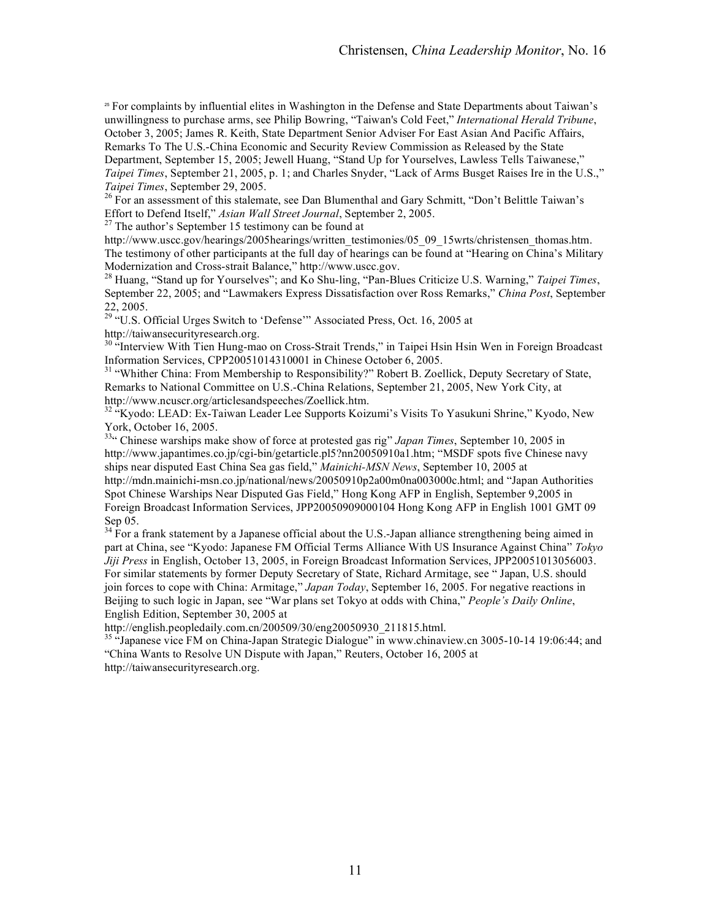[25] For complaints by influential elites in Washington in the Defense and State Departments about Taiwan's unwillingness to purchase arms, see Philip Bowring, "Taiwan's Cold Feet," *International Herald Tribune*, October 3, 2005; James R. Keith, State Department Senior Adviser For East Asian And Pacific Affairs, Remarks To The U.S.-China Economic and Security Review Commission as Released by the State Department, September 15, 2005; Jewell Huang, "Stand Up for Yourselves, Lawless Tells Taiwanese," *Taipei Times*, September 21, 2005, p. 1; and Charles Snyder, "Lack of Arms Busget Raises Ire in the U.S.," *Taipei Times*, September 29, 2005.

[26] For an assessment of this stalemate, see Dan Blumenthal and Gary Schmitt, "Don't Belittle Taiwan's Effort to Defend Itself," *Asian Wall Street Journal*, September 2, 2005.

[27] The author's September 15 testimony can be found at http://www.uscc.gov/hearings/2005hearings/written_testimonies/05_09_15wrts/christensen_thomas.htm. The testimony of other participants at the full day of hearings can be found at "Hearing on China's Military Modernization and Cross-strait Balance," http://www.uscc.gov.

[28] Huang, "Stand up for Yourselves"; and Ko Shu-ling, "Pan-Blues Criticize U.S. Warning," *Taipei Times*, September 22, 2005; and "Lawmakers Express Dissatisfaction over Ross Remarks," *China Post*, September 22, 2005.

[29] "U.S. Official Urges Switch to 'Defense'" Associated Press, Oct. 16, 2005 at http://taiwansecurityresearch.org.

[30] "Interview With Tien Hung-mao on Cross-Strait Trends," in Taipei Hsin Hsin Wen in Foreign Broadcast Information Services, CPP20051014310001 in Chinese October 6, 2005.

[31] "Whither China: From Membership to Responsibility?" Robert B. Zoellick, Deputy Secretary of State, Remarks to National Committee on U.S.-China Relations, September 21, 2005, New York City, at http://www.ncuscr.org/articlesandspeeches/Zoellick.htm.

[32] "Kyodo: LEAD: Ex-Taiwan Leader Lee Supports Koizumi's Visits To Yasukuni Shrine," Kyodo, New York, October 16, 2005.

[33] " Chinese warships make show of force at protested gas rig" *Japan Times*, September 10, 2005 in http://www.japantimes.co.jp/cgi-bin/getarticle.pl5?nn20050910a1.htm; "MSDF spots five Chinese navy ships near disputed East China Sea gas field," *Mainichi-MSN News*, September 10, 2005 at http://mdn.mainichi-msn.co.jp/national/news/20050910p2a00m0na003000c.html; and "Japan Authorities Spot Chinese Warships Near Disputed Gas Field," Hong Kong AFP in English, September 9,2005 in Foreign Broadcast Information Services, JPP20050909000104 Hong Kong AFP in English 1001 GMT 09 Sep 05.

[34] For a frank statement by a Japanese official about the U.S.-Japan alliance strengthening being aimed in part at China, see "Kyodo: Japanese FM Official Terms Alliance With US Insurance Against China" *Tokyo Jiji Press* in English, October 13, 2005, in Foreign Broadcast Information Services, JPP20051013056003. For similar statements by former Deputy Secretary of State, Richard Armitage, see " Japan, U.S. should join forces to cope with China: Armitage," *Japan Today*, September 16, 2005. For negative reactions in Beijing to such logic in Japan, see "War plans set Tokyo at odds with China," *People's Daily Online*, English Edition, September 30, 2005 at http://english.peopledaily.com.cn/200509/30/eng20050930_211815.html.

[35] "Japanese vice FM on China-Japan Strategic Dialogue" in www.chinaview.cn 3005-10-14 19:06:44; and "China Wants to Resolve UN Dispute with Japan," Reuters, October 16, 2005 at http://taiwansecurityresearch.org.